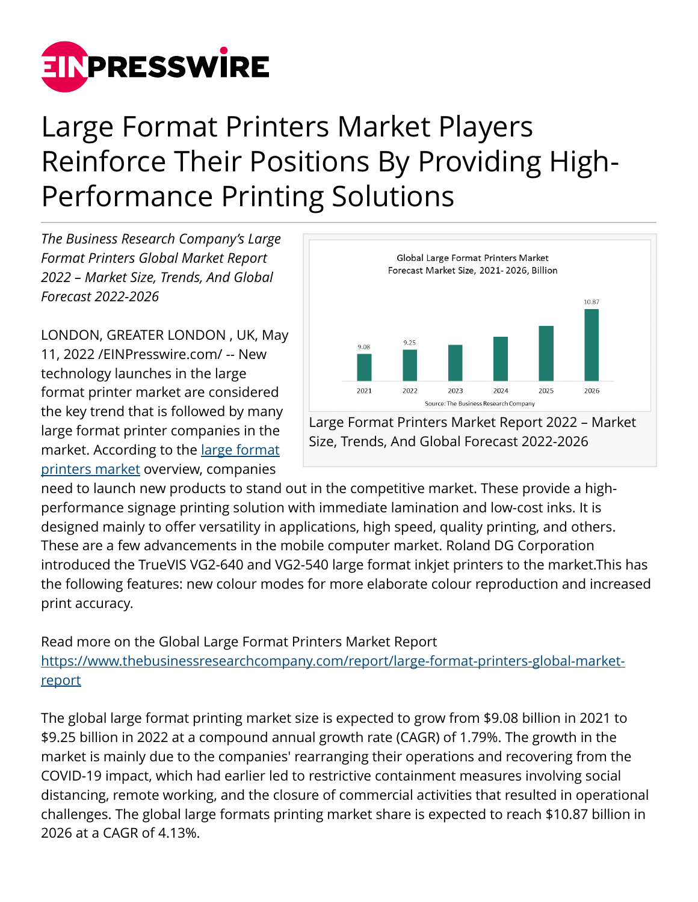# Large Format Printers Market Players Reinforce Their Positions By Providing High-Performance Printing Solutions

*The Business Research Company's Large Format Printers Global Market Report 2022 – Market Size, Trends, And Global Forecast 2022-2026*

LONDON, GREATER LONDON , UK, May 11, 2022 /EINPresswire.com/ -- New technology launches in the large format printer market are considered the key trend that is followed by many large format printer companies in the market. According to the [large format printers market](https://www.thebusinessresearchcompany.com/report/large-format-printers-global-market-report) overview, companies need to launch new products to stand out in the competitive market. These provide a high-performance signage printing solution with immediate lamination and low-cost inks. It is designed mainly to offer versatility in applications, high speed, quality printing, and others. These are a few advancements in the mobile computer market. Roland DG Corporation introduced the TrueVIS VG2-640 and VG2-540 large format inkjet printers to the market.This has the following features: new colour modes for more elaborate colour reproduction and increased print accuracy.

Global Large Format Printers Market Forecast Market Size, 2021- 2026, Billion

| 2021 | 2022 | 2023 | 2024 | 2025 | 2026 |
|---|---|---|---|---|---|
| 9.08 | 9.25 | | | | 10.87 |

Source: The Business Research Company

Large Format Printers Market Report 2022 – Market Size, Trends, And Global Forecast 2022-2026

Read more on the Global Large Format Printers Market Report
[https://www.thebusinessresearchcompany.com/report/large-format-printers-global-market-report](https://www.thebusinessresearchcompany.com/report/large-format-printers-global-market-report)

The global large format printing market size is expected to grow from $9.08 billion in 2021 to $9.25 billion in 2022 at a compound annual growth rate (CAGR) of 1.79%. The growth in the market is mainly due to the companies' rearranging their operations and recovering from the COVID-19 impact, which had earlier led to restrictive containment measures involving social distancing, remote working, and the closure of commercial activities that resulted in operational challenges. The global large formats printing market share is expected to reach $10.87 billion in 2026 at a CAGR of 4.13%.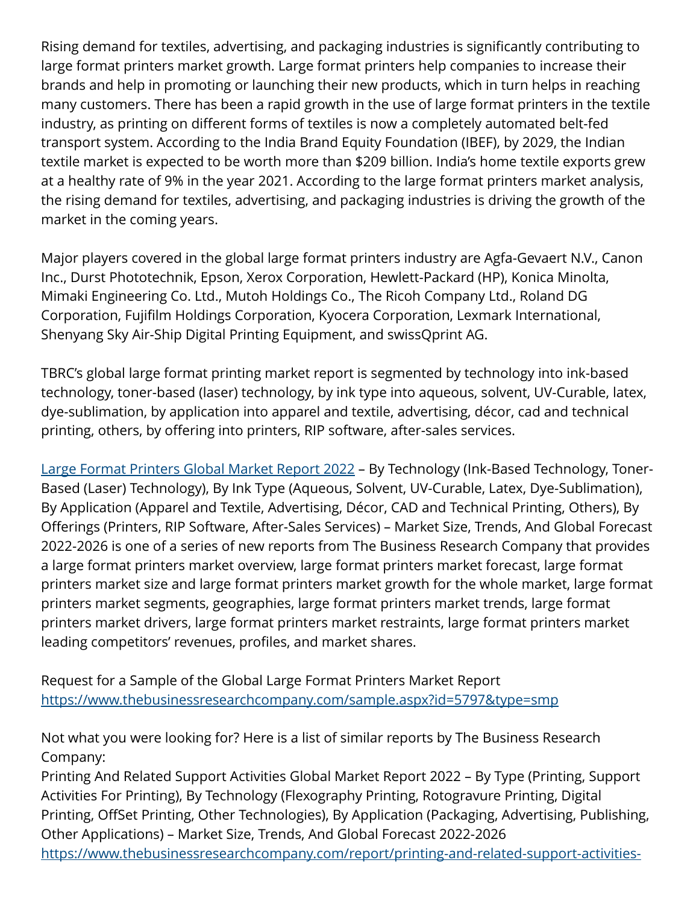Rising demand for textiles, advertising, and packaging industries is significantly contributing to large format printers market growth. Large format printers help companies to increase their brands and help in promoting or launching their new products, which in turn helps in reaching many customers. There has been a rapid growth in the use of large format printers in the textile industry, as printing on different forms of textiles is now a completely automated belt-fed transport system. According to the India Brand Equity Foundation (IBEF), by 2029, the Indian textile market is expected to be worth more than $209 billion. India's home textile exports grew at a healthy rate of 9% in the year 2021. According to the large format printers market analysis, the rising demand for textiles, advertising, and packaging industries is driving the growth of the market in the coming years.

Major players covered in the global large format printers industry are Agfa-Gevaert N.V., Canon Inc., Durst Phototechnik, Epson, Xerox Corporation, Hewlett-Packard (HP), Konica Minolta, Mimaki Engineering Co. Ltd., Mutoh Holdings Co., The Ricoh Company Ltd., Roland DG Corporation, Fujifilm Holdings Corporation, Kyocera Corporation, Lexmark International, Shenyang Sky Air-Ship Digital Printing Equipment, and swissQprint AG.

TBRC's global large format printing market report is segmented by technology into ink-based technology, toner-based (laser) technology, by ink type into aqueous, solvent, UV-Curable, latex, dye-sublimation, by application into apparel and textile, advertising, décor, cad and technical printing, others, by offering into printers, RIP software, after-sales services.

[Large Format Printers Global Market Report 2022](#) – By Technology (Ink-Based Technology, Toner-Based (Laser) Technology), By Ink Type (Aqueous, Solvent, UV-Curable, Latex, Dye-Sublimation), By Application (Apparel and Textile, Advertising, Décor, CAD and Technical Printing, Others), By Offerings (Printers, RIP Software, After-Sales Services) – Market Size, Trends, And Global Forecast 2022-2026 is one of a series of new reports from The Business Research Company that provides a large format printers market overview, large format printers market forecast, large format printers market size and large format printers market growth for the whole market, large format printers market segments, geographies, large format printers market trends, large format printers market drivers, large format printers market restraints, large format printers market leading competitors' revenues, profiles, and market shares.

Request for a Sample of the Global Large Format Printers Market Report
https://www.thebusinessresearchcompany.com/sample.aspx?id=5797&type=smp

Not what you were looking for? Here is a list of similar reports by The Business Research Company:
Printing And Related Support Activities Global Market Report 2022 – By Type (Printing, Support Activities For Printing), By Technology (Flexography Printing, Rotogravure Printing, Digital Printing, OffSet Printing, Other Technologies), By Application (Packaging, Advertising, Publishing, Other Applications) – Market Size, Trends, And Global Forecast 2022-2026
https://www.thebusinessresearchcompany.com/report/printing-and-related-support-activities-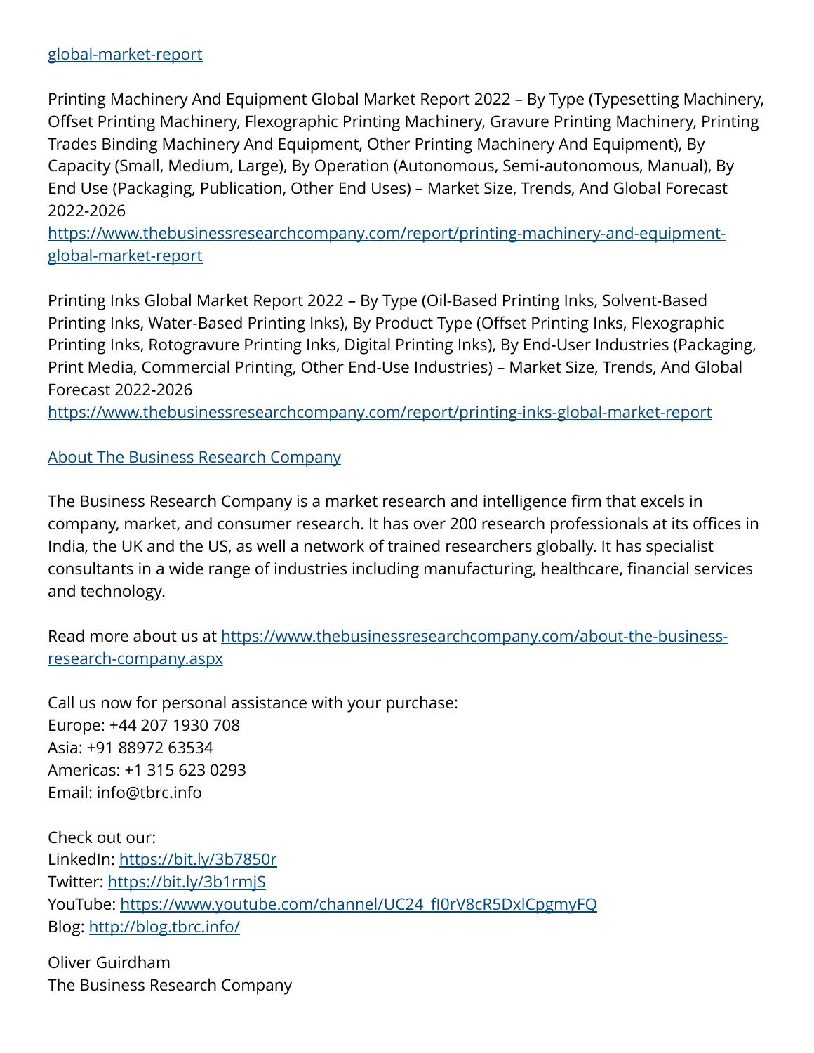[global-market-report](https://www.thebusinessresearchcompany.com/report/)

Printing Machinery And Equipment Global Market Report 2022 – By Type (Typesetting Machinery, Offset Printing Machinery, Flexographic Printing Machinery, Gravure Printing Machinery, Printing Trades Binding Machinery And Equipment, Other Printing Machinery And Equipment), By Capacity (Small, Medium, Large), By Operation (Autonomous, Semi-autonomous, Manual), By End Use (Packaging, Publication, Other End Uses) – Market Size, Trends, And Global Forecast 2022-2026
https://www.thebusinessresearchcompany.com/report/printing-machinery-and-equipment-global-market-report

Printing Inks Global Market Report 2022 – By Type (Oil-Based Printing Inks, Solvent-Based Printing Inks, Water-Based Printing Inks), By Product Type (Offset Printing Inks, Flexographic Printing Inks, Rotogravure Printing Inks, Digital Printing Inks), By End-User Industries (Packaging, Print Media, Commercial Printing, Other End-Use Industries) – Market Size, Trends, And Global Forecast 2022-2026
https://www.thebusinessresearchcompany.com/report/printing-inks-global-market-report

About The Business Research Company

The Business Research Company is a market research and intelligence firm that excels in company, market, and consumer research. It has over 200 research professionals at its offices in India, the UK and the US, as well a network of trained researchers globally. It has specialist consultants in a wide range of industries including manufacturing, healthcare, financial services and technology.

Read more about us at https://www.thebusinessresearchcompany.com/about-the-business-research-company.aspx

Call us now for personal assistance with your purchase:
Europe: +44 207 1930 708
Asia: +91 88972 63534
Americas: +1 315 623 0293
Email: info@tbrc.info

Check out our:
LinkedIn: https://bit.ly/3b7850r
Twitter: https://bit.ly/3b1rmjS
YouTube: https://www.youtube.com/channel/UC24_fI0rV8cR5DxlCpgmyFQ
Blog: http://blog.tbrc.info/

Oliver Guirdham
The Business Research Company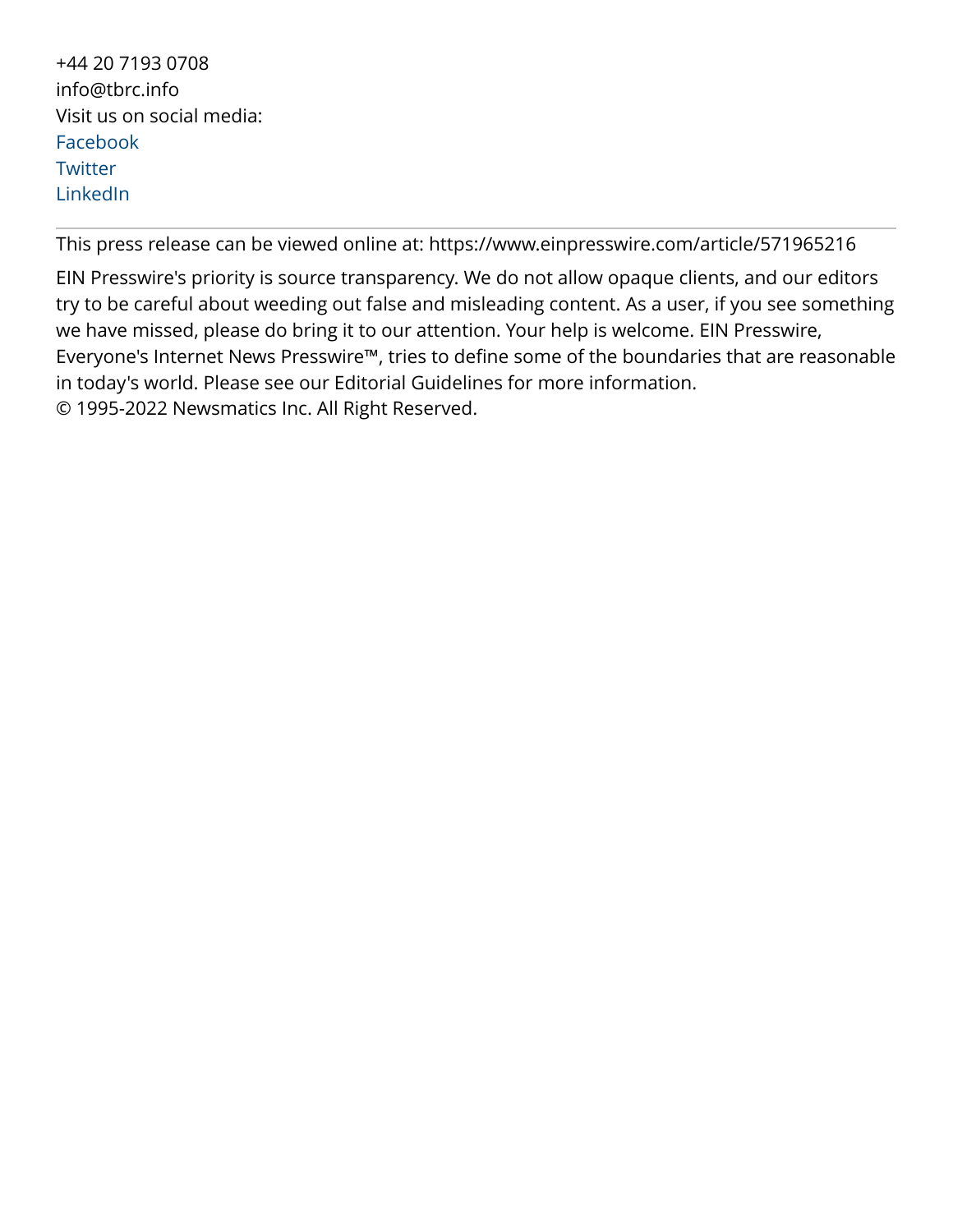+44 20 7193 0708
info@tbrc.info
Visit us on social media:
Facebook
Twitter
LinkedIn

---

This press release can be viewed online at: https://www.einpresswire.com/article/571965216

EIN Presswire's priority is source transparency. We do not allow opaque clients, and our editors try to be careful about weeding out false and misleading content. As a user, if you see something we have missed, please do bring it to our attention. Your help is welcome. EIN Presswire, Everyone's Internet News Presswire™, tries to define some of the boundaries that are reasonable in today's world. Please see our Editorial Guidelines for more information.
© 1995-2022 Newsmatics Inc. All Right Reserved.